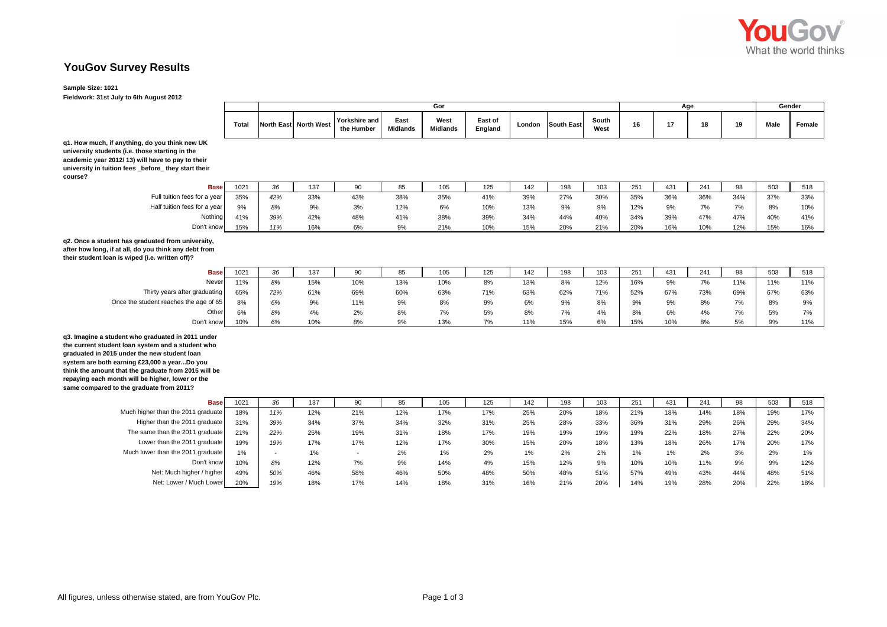# YouGov Survey Results

**Sample Size: 1021**
**Fieldwork: 31st July to 6th August 2012**

| | Total | Gor | | | | | | | | | Age | | | | Gender | |
|---|---|---|---|---|---|---|---|---|---|---|---|---|---|---|---|---|
| | | North East | North West | Yorkshire and the Humber | East Midlands | West Midlands | East of England | London | South East | South West | 16 | 17 | 18 | 19 | Male | Female |
| **q1. How much, if anything, do you think new UK university students (i.e. those starting in the academic year 2012/ 13) will have to pay to their university in tuition fees _before_ they start their course?** | | | | | | | | | | | | | | | | |
| Base | 1021 | 36 | 137 | 90 | 85 | 105 | 125 | 142 | 198 | 103 | 251 | 431 | 241 | 98 | 503 | 518 |
| Full tuition fees for a year | 35% | 42% | 33% | 43% | 38% | 35% | 41% | 39% | 27% | 30% | 35% | 36% | 36% | 34% | 37% | 33% |
| Half tuition fees for a year | 9% | 8% | 9% | 3% | 12% | 6% | 10% | 13% | 9% | 9% | 12% | 9% | 7% | 7% | 8% | 10% |
| Nothing | 41% | 39% | 42% | 48% | 41% | 38% | 39% | 34% | 44% | 40% | 34% | 39% | 47% | 47% | 40% | 41% |
| Don't know | 15% | 11% | 16% | 6% | 9% | 21% | 10% | 15% | 20% | 21% | 20% | 16% | 10% | 12% | 15% | 16% |
| **q2. Once a student has graduated from university, after how long, if at all, do you think any debt from their student loan is wiped (i.e. written off)?** | | | | | | | | | | | | | | | | |
| Base | 1021 | 36 | 137 | 90 | 85 | 105 | 125 | 142 | 198 | 103 | 251 | 431 | 241 | 98 | 503 | 518 |
| Never | 11% | 8% | 15% | 10% | 13% | 10% | 8% | 13% | 8% | 12% | 16% | 9% | 7% | 11% | 11% | 11% |
| Thirty years after graduating | 65% | 72% | 61% | 69% | 60% | 63% | 71% | 63% | 62% | 71% | 52% | 67% | 73% | 69% | 67% | 63% |
| Once the student reaches the age of 65 | 8% | 6% | 9% | 11% | 9% | 8% | 9% | 6% | 9% | 8% | 9% | 9% | 8% | 7% | 8% | 9% |
| Other | 6% | 8% | 4% | 2% | 8% | 7% | 5% | 8% | 7% | 4% | 8% | 6% | 4% | 7% | 5% | 7% |
| Don't know | 10% | 6% | 10% | 8% | 9% | 13% | 7% | 11% | 15% | 6% | 15% | 10% | 8% | 5% | 9% | 11% |
| **q3. Imagine a student who graduated in 2011 under the current student loan system and a student who graduated in 2015 under the new student loan system are both earning £23,000 a year...Do you think the amount that the graduate from 2015 will be repaying each month will be higher, lower or the same compared to the graduate from 2011?** | | | | | | | | | | | | | | | | |
| Base | 1021 | 36 | 137 | 90 | 85 | 105 | 125 | 142 | 198 | 103 | 251 | 431 | 241 | 98 | 503 | 518 |
| Much higher than the 2011 graduate | 18% | 11% | 12% | 21% | 12% | 17% | 17% | 25% | 20% | 18% | 21% | 18% | 14% | 18% | 19% | 17% |
| Higher than the 2011 graduate | 31% | 39% | 34% | 37% | 34% | 32% | 31% | 25% | 28% | 33% | 36% | 31% | 29% | 26% | 29% | 34% |
| The same than the 2011 graduate | 21% | 22% | 25% | 19% | 31% | 18% | 17% | 19% | 19% | 19% | 19% | 22% | 18% | 27% | 22% | 20% |
| Lower than the 2011 graduate | 19% | 19% | 17% | 17% | 12% | 17% | 30% | 15% | 20% | 18% | 13% | 18% | 26% | 17% | 20% | 17% |
| Much lower than the 2011 graduate | 1% | - | 1% | - | 2% | 1% | 2% | 1% | 2% | 2% | 1% | 1% | 2% | 3% | 2% | 1% |
| Don't know | 10% | 8% | 12% | 7% | 9% | 14% | 4% | 15% | 12% | 9% | 10% | 10% | 11% | 9% | 9% | 12% |
| Net: Much higher / higher | 49% | 50% | 46% | 58% | 46% | 50% | 48% | 50% | 48% | 51% | 57% | 49% | 43% | 44% | 48% | 51% |
| Net: Lower / Much Lower | 20% | 19% | 18% | 17% | 14% | 18% | 31% | 16% | 21% | 20% | 14% | 19% | 28% | 20% | 22% | 18% |

All figures, unless otherwise stated, are from YouGov Plc.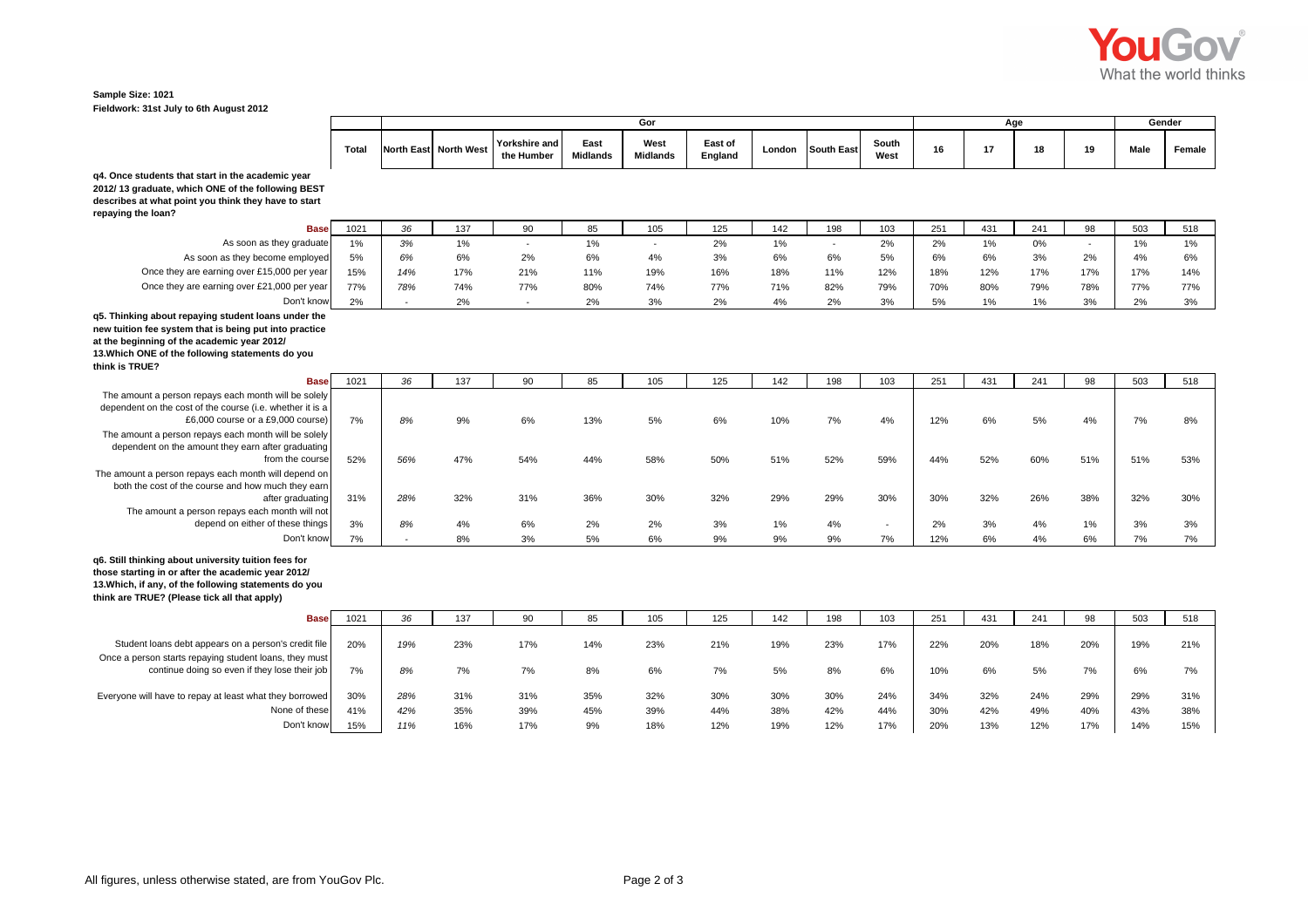Sample Size: 1021
Fieldwork: 31st July to 6th August 2012

| | Total | Gor | | | | | | | | | Age | | | | Gender | |
|---|---|---|---|---|---|---|---|---|---|---|---|---|---|---|---|---|
| | | North East | North West | Yorkshire and the Humber | East Midlands | West Midlands | East of England | London | South East | South West | 16 | 17 | 18 | 19 | Male | Female |
| **q4. Once students that start in the academic year 2012/ 13 graduate, which ONE of the following BEST describes at what point you think they have to start repaying the loan?** | | | | | | | | | | | | | | | | |
| **Base** | 1021 | 36 | 137 | 90 | 85 | 105 | 125 | 142 | 198 | 103 | 251 | 431 | 241 | 98 | 503 | 518 |
| As soon as they graduate | 1% | 3% | 1% | - | 1% | - | 2% | 1% | - | 2% | 2% | 1% | 0% | - | 1% | 1% |
| As soon as they become employed | 5% | 6% | 6% | 2% | 6% | 4% | 3% | 6% | 6% | 5% | 6% | 6% | 3% | 2% | 4% | 6% |
| Once they are earning over £15,000 per year | 15% | 14% | 17% | 21% | 11% | 19% | 16% | 18% | 11% | 12% | 18% | 12% | 17% | 17% | 17% | 14% |
| Once they are earning over £21,000 per year | 77% | 78% | 74% | 77% | 80% | 74% | 77% | 71% | 82% | 79% | 70% | 80% | 79% | 78% | 77% | 77% |
| Don't know | 2% | - | 2% | - | 2% | 3% | 2% | 4% | 2% | 3% | 5% | 1% | 1% | 3% | 2% | 3% |
| **q5. Thinking about repaying student loans under the new tuition fee system that is being put into practice at the beginning of the academic year 2012/ 13.Which ONE of the following statements do you think is TRUE?** | | | | | | | | | | | | | | | | |
| **Base** | 1021 | 36 | 137 | 90 | 85 | 105 | 125 | 142 | 198 | 103 | 251 | 431 | 241 | 98 | 503 | 518 |
| The amount a person repays each month will be solely dependent on the cost of the course (i.e. whether it is a £6,000 course or a £9,000 course) | 7% | 8% | 9% | 6% | 13% | 5% | 6% | 10% | 7% | 4% | 12% | 6% | 5% | 4% | 7% | 8% |
| The amount a person repays each month will be solely dependent on the amount they earn after graduating from the course | 52% | 56% | 47% | 54% | 44% | 58% | 50% | 51% | 52% | 59% | 44% | 52% | 60% | 51% | 51% | 53% |
| The amount a person repays each month will depend on both the cost of the course and how much they earn after graduating | 31% | 28% | 32% | 31% | 36% | 30% | 32% | 29% | 29% | 30% | 30% | 32% | 26% | 38% | 32% | 30% |
| The amount a person repays each month will not depend on either of these things | 3% | 8% | 4% | 6% | 2% | 2% | 3% | 1% | 4% | - | 2% | 3% | 4% | 1% | 3% | 3% |
| Don't know | 7% | - | 8% | 3% | 5% | 6% | 9% | 9% | 9% | 7% | 12% | 6% | 4% | 6% | 7% | 7% |
| **q6. Still thinking about university tuition fees for those starting in or after the academic year 2012/ 13.Which, if any, of the following statements do you think are TRUE? (Please tick all that apply)** | | | | | | | | | | | | | | | | |
| **Base** | 1021 | 36 | 137 | 90 | 85 | 105 | 125 | 142 | 198 | 103 | 251 | 431 | 241 | 98 | 503 | 518 |
| Student loans debt appears on a person's credit file | 20% | 19% | 23% | 17% | 14% | 23% | 21% | 19% | 23% | 17% | 22% | 20% | 18% | 20% | 19% | 21% |
| Once a person starts repaying student loans, they must continue doing so even if they lose their job | 7% | 8% | 7% | 7% | 8% | 6% | 7% | 5% | 8% | 6% | 10% | 6% | 5% | 7% | 6% | 7% |
| Everyone will have to repay at least what they borrowed | 30% | 28% | 31% | 31% | 35% | 32% | 30% | 30% | 30% | 24% | 34% | 32% | 24% | 29% | 29% | 31% |
| None of these | 41% | 42% | 35% | 39% | 45% | 39% | 44% | 38% | 42% | 44% | 30% | 42% | 49% | 40% | 43% | 38% |
| Don't know | 15% | 11% | 16% | 17% | 9% | 18% | 12% | 19% | 12% | 17% | 20% | 13% | 12% | 17% | 14% | 15% |

All figures, unless otherwise stated, are from YouGov Plc.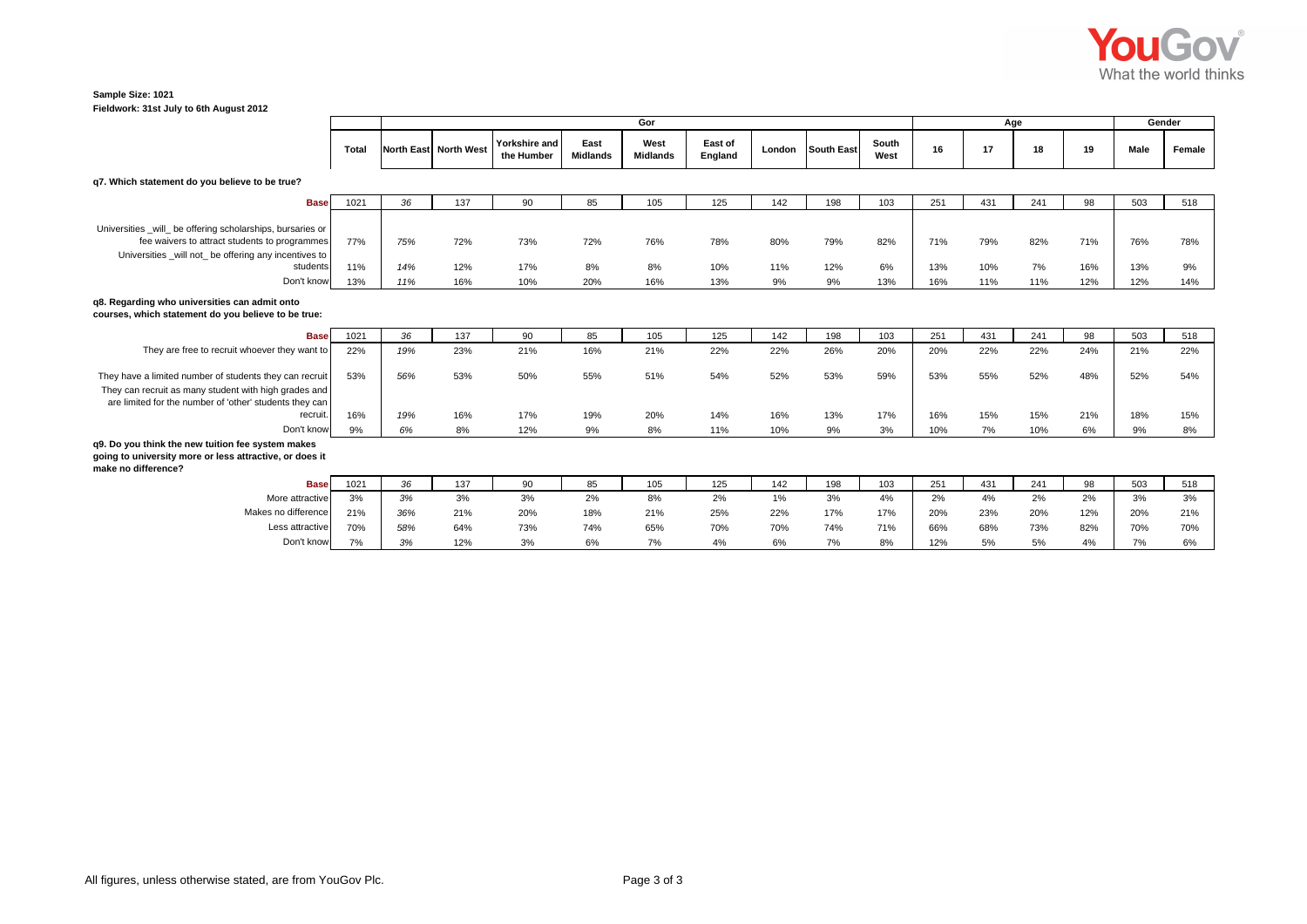**Sample Size: 1021**
**Fieldwork: 31st July to 6th August 2012**

| | | Gor | | | | | | | | | Age | | | | Gender | |
|---|---|---|---|---|---|---|---|---|---|---|---|---|---|---|---|---|
| | Total | North East | North West | Yorkshire and the Humber | East Midlands | West Midlands | East of England | London | South East | South West | 16 | 17 | 18 | 19 | Male | Female |
| **q7. Which statement do you believe to be true?** | | | | | | | | | | | | | | | | |
| **Base** | 1021 | *36* | 137 | 90 | 85 | 105 | 125 | 142 | 198 | 103 | 251 | 431 | 241 | 98 | 503 | 518 |
| Universities _will_ be offering scholarships, bursaries or fee waivers to attract students to programmes | 77% | *75%* | 72% | 73% | 72% | 76% | 78% | 80% | 79% | 82% | 71% | 79% | 82% | 71% | 76% | 78% |
| Universities _will not_ be offering any incentives to students | 11% | *14%* | 12% | 17% | 8% | 8% | 10% | 11% | 12% | 6% | 13% | 10% | 7% | 16% | 13% | 9% |
| Don't know | 13% | *11%* | 16% | 10% | 20% | 16% | 13% | 9% | 9% | 13% | 16% | 11% | 11% | 12% | 12% | 14% |
| **q8. Regarding who universities can admit onto courses, which statement do you believe to be true:** | | | | | | | | | | | | | | | | |
| **Base** | 1021 | *36* | 137 | 90 | 85 | 105 | 125 | 142 | 198 | 103 | 251 | 431 | 241 | 98 | 503 | 518 |
| They are free to recruit whoever they want to | 22% | *19%* | 23% | 21% | 16% | 21% | 22% | 22% | 26% | 20% | 20% | 22% | 22% | 24% | 21% | 22% |
| They have a limited number of students they can recruit | 53% | *56%* | 53% | 50% | 55% | 51% | 54% | 52% | 53% | 59% | 53% | 55% | 52% | 48% | 52% | 54% |
| They can recruit as many student with high grades and are limited for the number of 'other' students they can recruit. | 16% | *19%* | 16% | 17% | 19% | 20% | 14% | 16% | 13% | 17% | 16% | 15% | 15% | 21% | 18% | 15% |
| Don't know | 9% | *6%* | 8% | 12% | 9% | 8% | 11% | 10% | 9% | 3% | 10% | 7% | 10% | 6% | 9% | 8% |
| **q9. Do you think the new tuition fee system makes going to university more or less attractive, or does it make no difference?** | | | | | | | | | | | | | | | | |
| **Base** | 1021 | *36* | 137 | 90 | 85 | 105 | 125 | 142 | 198 | 103 | 251 | 431 | 241 | 98 | 503 | 518 |
| More attractive | 3% | *3%* | 3% | 3% | 2% | 8% | 2% | 1% | 3% | 4% | 2% | 4% | 2% | 2% | 3% | 3% |
| Makes no difference | 21% | *36%* | 21% | 20% | 18% | 21% | 25% | 22% | 17% | 17% | 20% | 23% | 20% | 12% | 20% | 21% |
| Less attractive | 70% | *58%* | 64% | 73% | 74% | 65% | 70% | 70% | 74% | 71% | 66% | 68% | 73% | 82% | 70% | 70% |
| Don't know | 7% | *3%* | 12% | 3% | 6% | 7% | 4% | 6% | 7% | 8% | 12% | 5% | 5% | 4% | 7% | 6% |

All figures, unless otherwise stated, are from YouGov Plc.